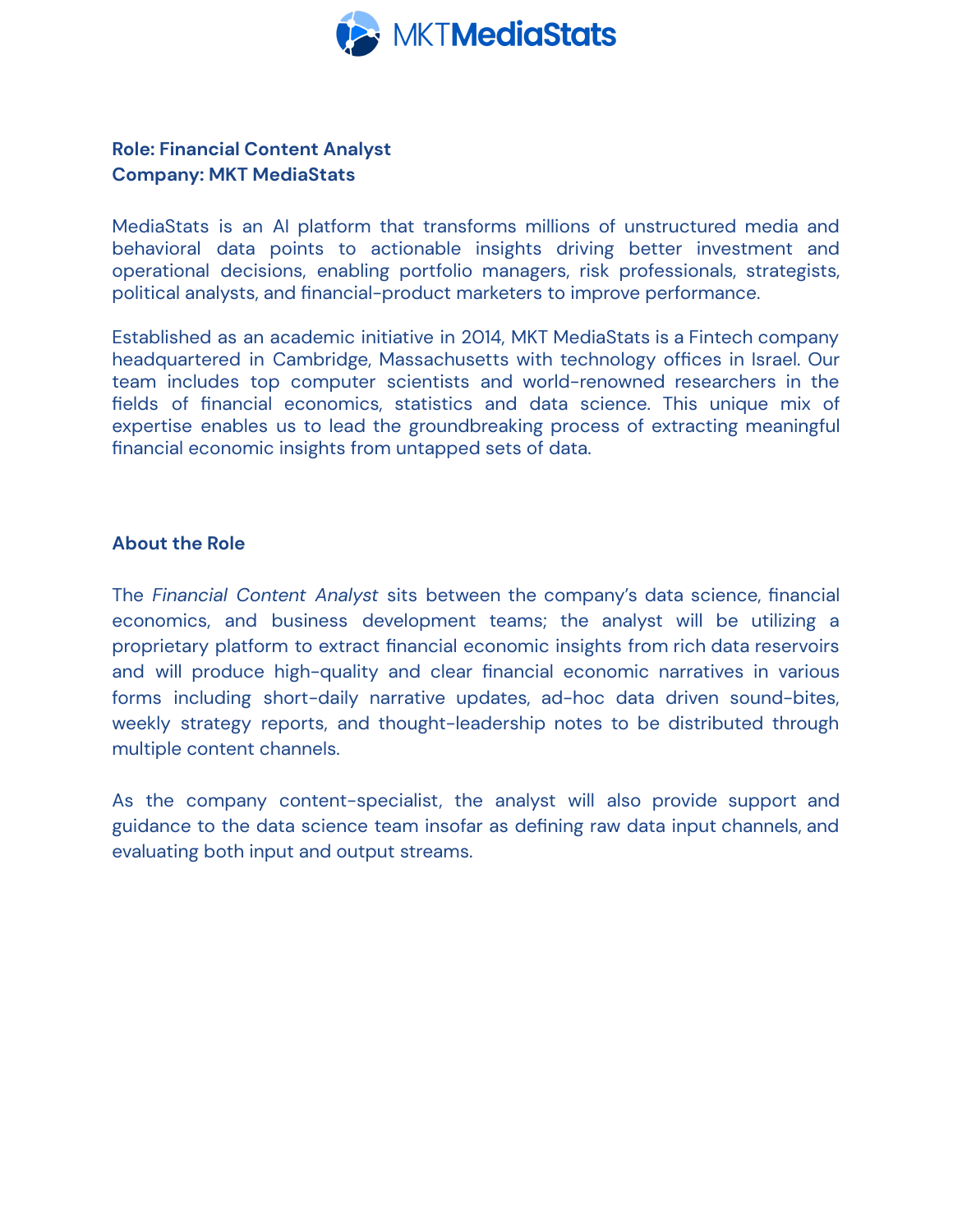MKTMediaStats

**Role: Financial Content Analyst**
**Company: MKT MediaStats**

MediaStats is an AI platform that transforms millions of unstructured media and behavioral data points to actionable insights driving better investment and operational decisions, enabling portfolio managers, risk professionals, strategists, political analysts, and financial-product marketers to improve performance.

Established as an academic initiative in 2014, MKT MediaStats is a Fintech company headquartered in Cambridge, Massachusetts with technology offices in Israel. Our team includes top computer scientists and world-renowned researchers in the fields of financial economics, statistics and data science. This unique mix of expertise enables us to lead the groundbreaking process of extracting meaningful financial economic insights from untapped sets of data.

**About the Role**

The *Financial Content Analyst* sits between the company's data science, financial economics, and business development teams; the analyst will be utilizing a proprietary platform to extract financial economic insights from rich data reservoirs and will produce high-quality and clear financial economic narratives in various forms including short-daily narrative updates, ad-hoc data driven sound-bites, weekly strategy reports, and thought-leadership notes to be distributed through multiple content channels.

As the company content-specialist, the analyst will also provide support and guidance to the data science team insofar as defining raw data input channels, and evaluating both input and output streams.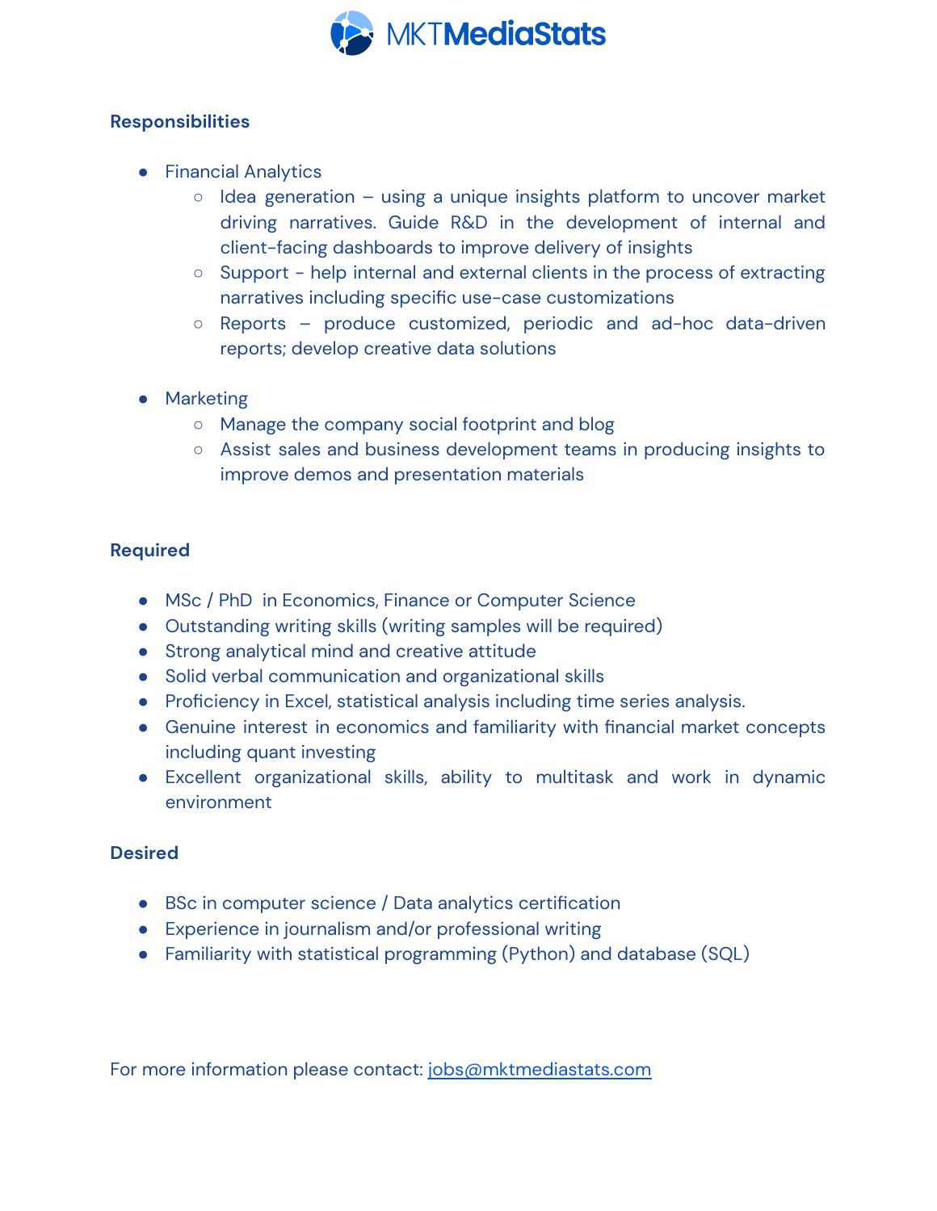**Responsibilities**

- Financial Analytics
  - Idea generation – using a unique insights platform to uncover market driving narratives. Guide R&D in the development of internal and client-facing dashboards to improve delivery of insights
  - Support - help internal and external clients in the process of extracting narratives including specific use-case customizations
  - Reports – produce customized, periodic and ad-hoc data-driven reports; develop creative data solutions
- Marketing
  - Manage the company social footprint and blog
  - Assist sales and business development teams in producing insights to improve demos and presentation materials

**Required**

- MSc / PhD in Economics, Finance or Computer Science
- Outstanding writing skills (writing samples will be required)
- Strong analytical mind and creative attitude
- Solid verbal communication and organizational skills
- Proficiency in Excel, statistical analysis including time series analysis.
- Genuine interest in economics and familiarity with financial market concepts including quant investing
- Excellent organizational skills, ability to multitask and work in dynamic environment

**Desired**

- BSc in computer science / Data analytics certification
- Experience in journalism and/or professional writing
- Familiarity with statistical programming (Python) and database (SQL)

For more information please contact: jobs@mktmediastats.com